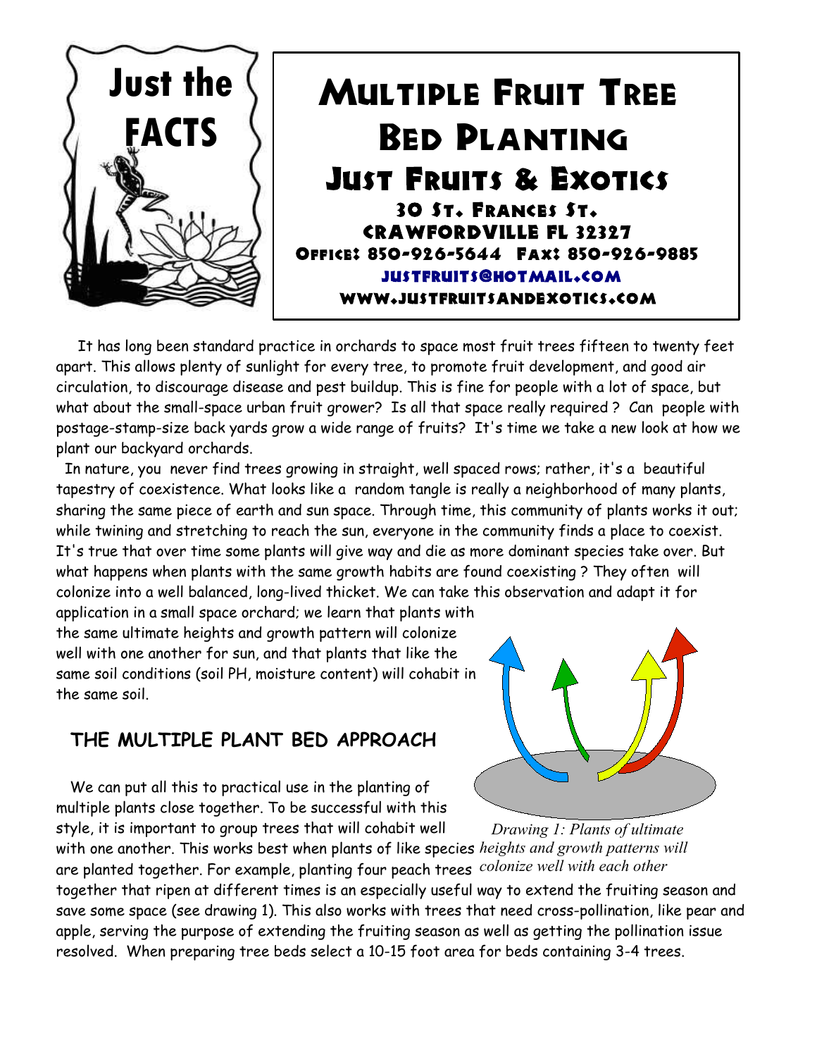Just the FACTS

# Multiple Fruit Tree Bed Planting

## Just Fruits & Exotics

30 St. Frances St.
Crawfordville FL 32327
Office: 850-926-5644 Fax: 850-926-9885
justfruits@hotmail.com
www.justfruitsandexotics.com

It has long been standard practice in orchards to space most fruit trees fifteen to twenty feet apart. This allows plenty of sunlight for every tree, to promote fruit development, and good air circulation, to discourage disease and pest buildup. This is fine for people with a lot of space, but what about the small-space urban fruit grower? Is all that space really required ? Can people with postage-stamp-size back yards grow a wide range of fruits? It's time we take a new look at how we plant our backyard orchards.

In nature, you never find trees growing in straight, well spaced rows; rather, it's a beautiful tapestry of coexistence. What looks like a random tangle is really a neighborhood of many plants, sharing the same piece of earth and sun space. Through time, this community of plants works it out; while twining and stretching to reach the sun, everyone in the community finds a place to coexist. It's true that over time some plants will give way and die as more dominant species take over. But what happens when plants with the same growth habits are found coexisting ? They often will colonize into a well balanced, long-lived thicket. We can take this observation and adapt it for application in a small space orchard; we learn that plants with the same ultimate heights and growth pattern will colonize well with one another for sun, and that plants that like the same soil conditions (soil PH, moisture content) will cohabit in the same soil.

### THE MULTIPLE PLANT BED APPROACH

We can put all this to practical use in the planting of multiple plants close together. To be successful with this style, it is important to group trees that will cohabit well with one another. This works best when plants of like species are planted together. For example, planting four peach trees together that ripen at different times is an especially useful way to extend the fruiting season and save some space (see drawing 1). This also works with trees that need cross-pollination, like pear and apple, serving the purpose of extending the fruiting season as well as getting the pollination issue resolved. When preparing tree beds select a 10-15 foot area for beds containing 3-4 trees.

*Drawing 1: Plants of ultimate heights and growth patterns will colonize well with each other*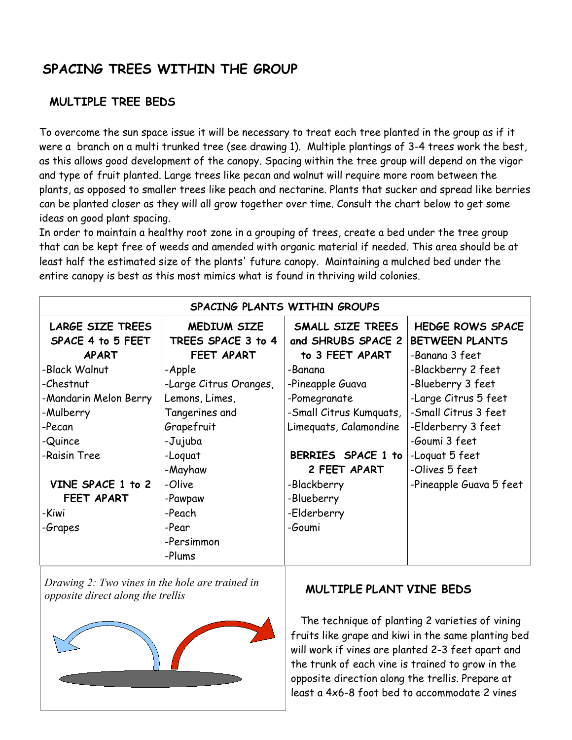## SPACING TREES WITHIN THE GROUP

### MULTIPLE TREE BEDS

To overcome the sun space issue it will be necessary to treat each tree planted in the group as if it were a branch on a multi trunked tree (see drawing 1). Multiple plantings of 3-4 trees work the best, as this allows good development of the canopy. Spacing within the tree group will depend on the vigor and type of fruit planted. Large trees like pecan and walnut will require more room between the plants, as opposed to smaller trees like peach and nectarine. Plants that sucker and spread like berries can be planted closer as they will all grow together over time. Consult the chart below to get some ideas on good plant spacing.

In order to maintain a healthy root zone in a grouping of trees, create a bed under the tree group that can be kept free of weeds and amended with organic material if needed. This area should be at least half the estimated size of the plants' future canopy. Maintaining a mulched bed under the entire canopy is best as this most mimics what is found in thriving wild colonies.

| SPACING PLANTS WITHIN GROUPS | | | |
|---|---|---|---|
| **LARGE SIZE TREES SPACE 4 to 5 FEET APART** | **MEDIUM SIZE TREES SPACE 3 to 4 FEET APART** | **SMALL SIZE TREES and SHRUBS SPACE 2 to 3 FEET APART** | **HEDGE ROWS SPACE BETWEEN PLANTS** |
| -Black Walnut | -Apple | -Banana | -Banana 3 feet |
| -Chestnut | -Large Citrus Oranges, Lemons, Limes, Tangerines and Grapefruit | -Pineapple Guava | -Blackberry 2 feet |
| -Mandarin Melon Berry | -Jujuba | -Pomegranate | -Blueberry 3 feet |
| -Mulberry | -Loquat | -Small Citrus Kumquats, Limequats, Calamondine | -Large Citrus 5 feet |
| -Pecan | -Mayhaw | | -Small Citrus 3 feet |
| -Quince | -Olive | **BERRIES SPACE 1 to 2 FEET APART** | -Elderberry 3 feet |
| -Raisin Tree | -Pawpaw | -Blackberry | -Goumi 3 feet |
| | -Peach | -Blueberry | -Loquat 5 feet |
| **VINE SPACE 1 to 2 FEET APART** | -Pear | -Elderberry | -Olives 5 feet |
| -Kiwi | -Persimmon | -Goumi | -Pineapple Guava 5 feet |
| -Grapes | -Plums | | |

*Drawing 2: Two vines in the hole are trained in opposite direct along the trellis*

### MULTIPLE PLANT VINE BEDS

The technique of planting 2 varieties of vining fruits like grape and kiwi in the same planting bed will work if vines are planted 2-3 feet apart and the trunk of each vine is trained to grow in the opposite direction along the trellis. Prepare at least a 4x6-8 foot bed to accommodate 2 vines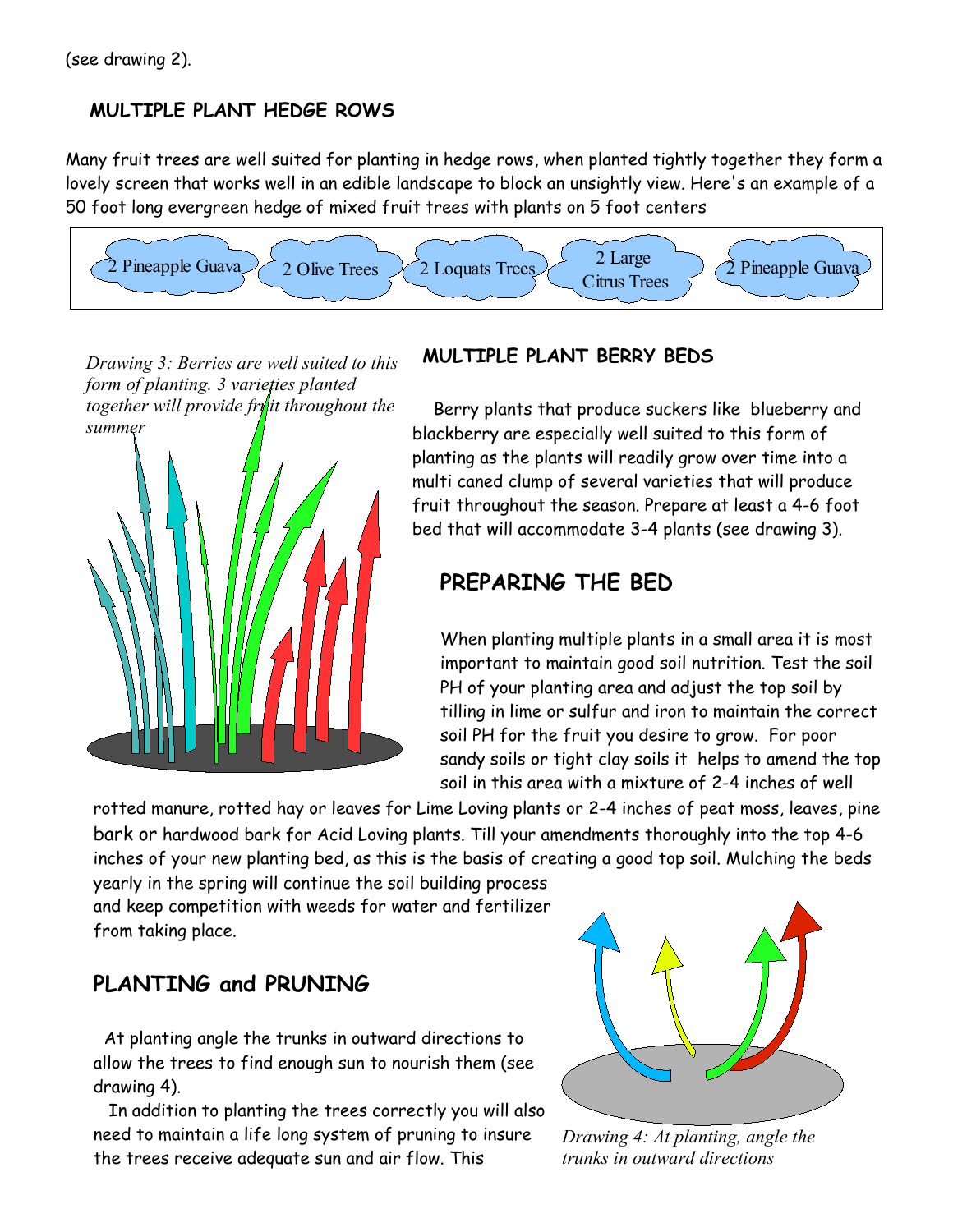(see drawing 2).

## MULTIPLE PLANT HEDGE ROWS

Many fruit trees are well suited for planting in hedge rows, when planted tightly together they form a lovely screen that works well in an edible landscape to block an unsightly view. Here's an example of a 50 foot long evergreen hedge of mixed fruit trees with plants on 5 foot centers

| 2 Pineapple Guava | 2 Olive Trees | 2 Loquats Trees | 2 Large Citrus Trees | 2 Pineapple Guava |
|---|---|---|---|---|

*Drawing 3: Berries are well suited to this form of planting. 3 varieties planted together will provide fruit throughout the summer*

## MULTIPLE PLANT BERRY BEDS

Berry plants that produce suckers like blueberry and blackberry are especially well suited to this form of planting as the plants will readily grow over time into a multi caned clump of several varieties that will produce fruit throughout the season. Prepare at least a 4-6 foot bed that will accommodate 3-4 plants (see drawing 3).

## PREPARING THE BED

When planting multiple plants in a small area it is most important to maintain good soil nutrition. Test the soil PH of your planting area and adjust the top soil by tilling in lime or sulfur and iron to maintain the correct soil PH for the fruit you desire to grow. For poor sandy soils or tight clay soils it helps to amend the top soil in this area with a mixture of 2-4 inches of well rotted manure, rotted hay or leaves for Lime Loving plants or 2-4 inches of peat moss, leaves, pine bark or hardwood bark for Acid Loving plants. Till your amendments thoroughly into the top 4-6 inches of your new planting bed, as this is the basis of creating a good top soil. Mulching the beds yearly in the spring will continue the soil building process and keep competition with weeds for water and fertilizer from taking place.

## PLANTING and PRUNING

At planting angle the trunks in outward directions to allow the trees to find enough sun to nourish them (see drawing 4).

In addition to planting the trees correctly you will also need to maintain a life long system of pruning to insure the trees receive adequate sun and air flow. This

*Drawing 4: At planting, angle the trunks in outward directions*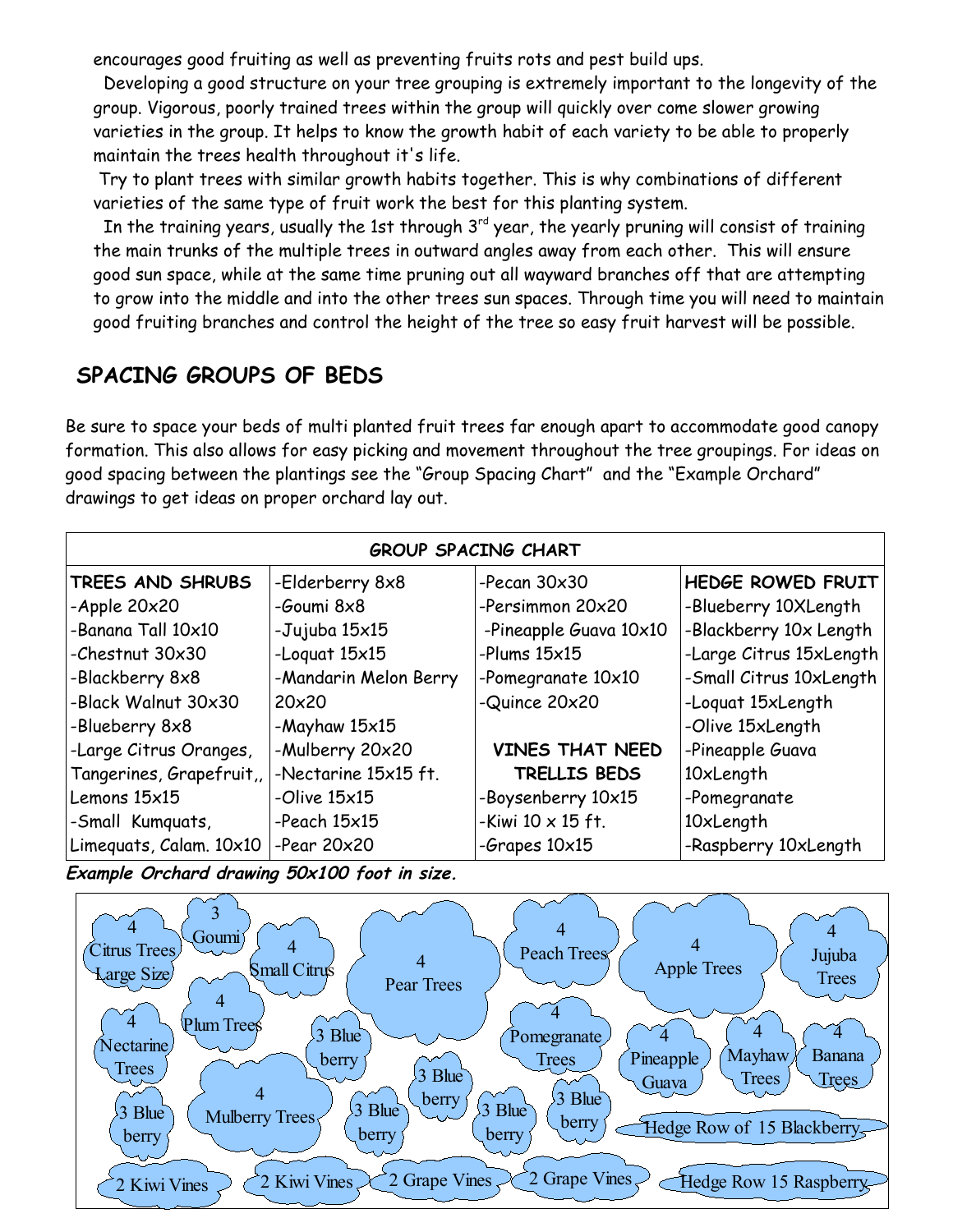encourages good fruiting as well as preventing fruits rots and pest build ups.

Developing a good structure on your tree grouping is extremely important to the longevity of the group. Vigorous, poorly trained trees within the group will quickly over come slower growing varieties in the group. It helps to know the growth habit of each variety to be able to properly maintain the trees health throughout it's life.

Try to plant trees with similar growth habits together. This is why combinations of different varieties of the same type of fruit work the best for this planting system.

In the training years, usually the 1st through 3rd year, the yearly pruning will consist of training the main trunks of the multiple trees in outward angles away from each other. This will ensure good sun space, while at the same time pruning out all wayward branches off that are attempting to grow into the middle and into the other trees sun spaces. Through time you will need to maintain good fruiting branches and control the height of the tree so easy fruit harvest will be possible.

## SPACING GROUPS OF BEDS

Be sure to space your beds of multi planted fruit trees far enough apart to accommodate good canopy formation. This also allows for easy picking and movement throughout the tree groupings. For ideas on good spacing between the plantings see the "Group Spacing Chart" and the "Example Orchard" drawings to get ideas on proper orchard lay out.

| GROUP SPACING CHART | | | |
|---|---|---|---|
| **TREES AND SHRUBS** | -Elderberry 8x8 | -Pecan 30x30 | **HEDGE ROWED FRUIT** |
| -Apple 20x20 | -Goumi 8x8 | -Persimmon 20x20 | -Blueberry 10XLength |
| -Banana Tall 10x10 | -Jujuba 15x15 | -Pineapple Guava 10x10 | -Blackberry 10x Length |
| -Chestnut 30x30 | -Loquat 15x15 | -Plums 15x15 | -Large Citrus 15xLength |
| -Blackberry 8x8 | -Mandarin Melon Berry 20x20 | -Pomegranate 10x10 | -Small Citrus 10xLength |
| -Black Walnut 30x30 | | -Quince 20x20 | -Loquat 15xLength |
| -Blueberry 8x8 | -Mayhaw 15x15 | | -Olive 15xLength |
| -Large Citrus Oranges, Tangerines, Grapefruit,, Lemons 15x15 | -Mulberry 20x20 | **VINES THAT NEED TRELLIS BEDS** | -Pineapple Guava 10xLength |
| | -Nectarine 15x15 ft. | | |
| | -Olive 15x15 | -Boysenberry 10x15 | -Pomegranate 10xLength |
| -Small Kumquats, Limequats, Calam. 10x10 | -Peach 15x15 | -Kiwi 10 x 15 ft. | |
| | -Pear 20x20 | -Grapes 10x15 | -Raspberry 10xLength |

***Example Orchard drawing 50x100 foot in size.***

4 Citrus Trees Large Size
3 Goumi
4 Small Citrus
4 Pear Trees
4 Peach Trees
4 Apple Trees
4 Jujuba Trees
4 Plum Trees
4 Nectarine Trees
3 Blue berry
3 Blue berry
4 Pomegranate Trees
4 Pineapple Guava
4 Mayhaw Trees
4 Banana Trees
3 Blue berry
4 Mulberry Trees
3 Blue berry
3 Blue berry
3 Blue berry
Hedge Row of 15 Blackberry
2 Kiwi Vines
2 Kiwi Vines
2 Grape Vines
2 Grape Vines
Hedge Row 15 Raspberry